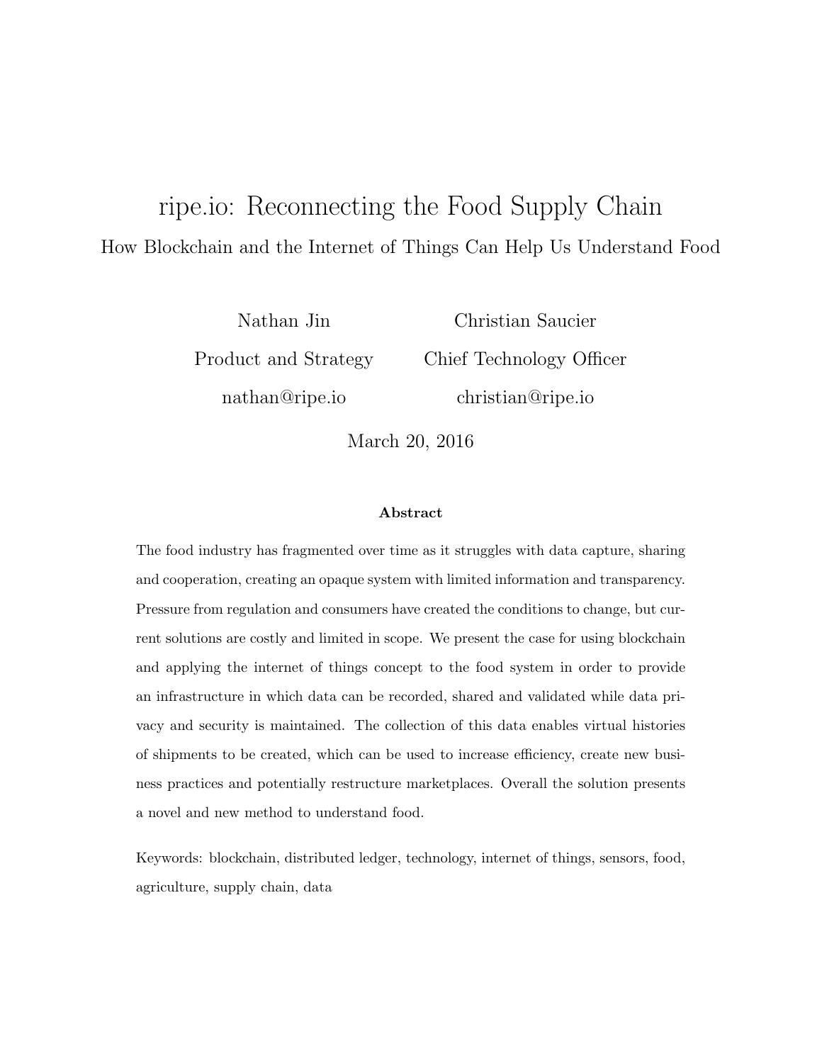# ripe.io: Reconnecting the Food Supply Chain

## How Blockchain and the Internet of Things Can Help Us Understand Food

Nathan Jin
Product and Strategy
nathan@ripe.io

Christian Saucier
Chief Technology Officer
christian@ripe.io

March 20, 2016

### Abstract

The food industry has fragmented over time as it struggles with data capture, sharing and cooperation, creating an opaque system with limited information and transparency. Pressure from regulation and consumers have created the conditions to change, but current solutions are costly and limited in scope. We present the case for using blockchain and applying the internet of things concept to the food system in order to provide an infrastructure in which data can be recorded, shared and validated while data privacy and security is maintained. The collection of this data enables virtual histories of shipments to be created, which can be used to increase efficiency, create new business practices and potentially restructure marketplaces. Overall the solution presents a novel and new method to understand food.

Keywords: blockchain, distributed ledger, technology, internet of things, sensors, food, agriculture, supply chain, data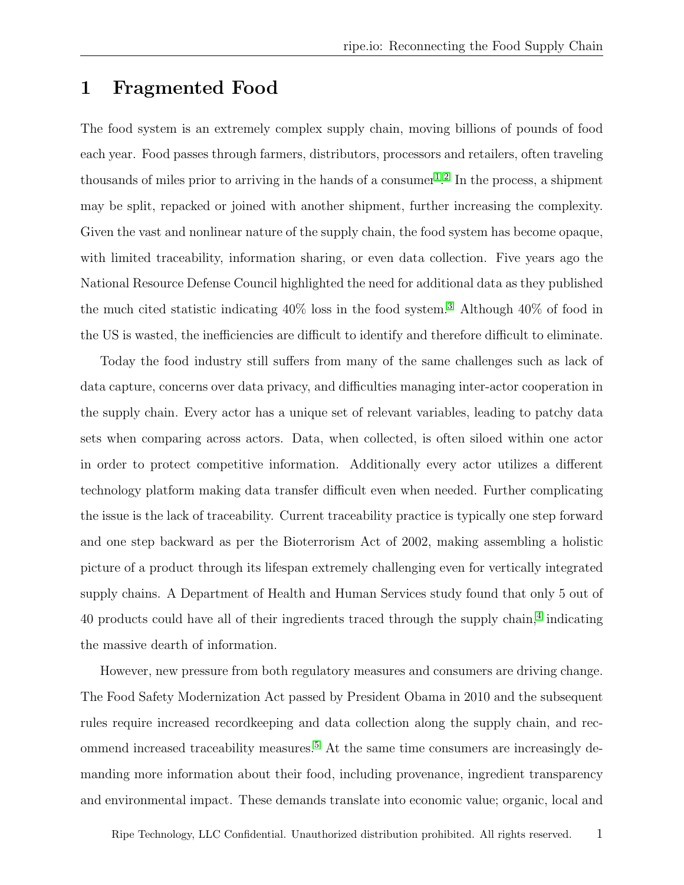# 1 Fragmented Food

The food system is an extremely complex supply chain, moving billions of pounds of food each year. Food passes through farmers, distributors, processors and retailers, often traveling thousands of miles prior to arriving in the hands of a consumer[1,2]. In the process, a shipment may be split, repacked or joined with another shipment, further increasing the complexity. Given the vast and nonlinear nature of the supply chain, the food system has become opaque, with limited traceability, information sharing, or even data collection. Five years ago the National Resource Defense Council highlighted the need for additional data as they published the much cited statistic indicating 40% loss in the food system.[3] Although 40% of food in the US is wasted, the inefficiencies are difficult to identify and therefore difficult to eliminate.

Today the food industry still suffers from many of the same challenges such as lack of data capture, concerns over data privacy, and difficulties managing inter-actor cooperation in the supply chain. Every actor has a unique set of relevant variables, leading to patchy data sets when comparing across actors. Data, when collected, is often siloed within one actor in order to protect competitive information. Additionally every actor utilizes a different technology platform making data transfer difficult even when needed. Further complicating the issue is the lack of traceability. Current traceability practice is typically one step forward and one step backward as per the Bioterrorism Act of 2002, making assembling a holistic picture of a product through its lifespan extremely challenging even for vertically integrated supply chains. A Department of Health and Human Services study found that only 5 out of 40 products could have all of their ingredients traced through the supply chain,[4] indicating the massive dearth of information.

However, new pressure from both regulatory measures and consumers are driving change. The Food Safety Modernization Act passed by President Obama in 2010 and the subsequent rules require increased recordkeeping and data collection along the supply chain, and recommend increased traceability measures.[5] At the same time consumers are increasingly demanding more information about their food, including provenance, ingredient transparency and environmental impact. These demands translate into economic value; organic, local and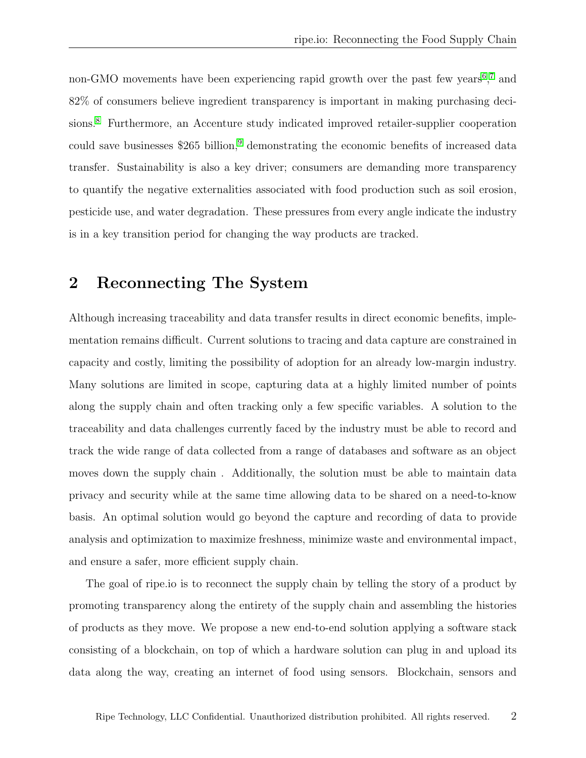non-GMO movements have been experiencing rapid growth over the past few years[6],[7] and 82% of consumers believe ingredient transparency is important in making purchasing decisions.[8] Furthermore, an Accenture study indicated improved retailer-supplier cooperation could save businesses $265 billion,[9] demonstrating the economic benefits of increased data transfer. Sustainability is also a key driver; consumers are demanding more transparency to quantify the negative externalities associated with food production such as soil erosion, pesticide use, and water degradation. These pressures from every angle indicate the industry is in a key transition period for changing the way products are tracked.

## 2 Reconnecting The System

Although increasing traceability and data transfer results in direct economic benefits, implementation remains difficult. Current solutions to tracing and data capture are constrained in capacity and costly, limiting the possibility of adoption for an already low-margin industry. Many solutions are limited in scope, capturing data at a highly limited number of points along the supply chain and often tracking only a few specific variables. A solution to the traceability and data challenges currently faced by the industry must be able to record and track the wide range of data collected from a range of databases and software as an object moves down the supply chain . Additionally, the solution must be able to maintain data privacy and security while at the same time allowing data to be shared on a need-to-know basis. An optimal solution would go beyond the capture and recording of data to provide analysis and optimization to maximize freshness, minimize waste and environmental impact, and ensure a safer, more efficient supply chain.

The goal of ripe.io is to reconnect the supply chain by telling the story of a product by promoting transparency along the entirety of the supply chain and assembling the histories of products as they move. We propose a new end-to-end solution applying a software stack consisting of a blockchain, on top of which a hardware solution can plug in and upload its data along the way, creating an internet of food using sensors. Blockchain, sensors and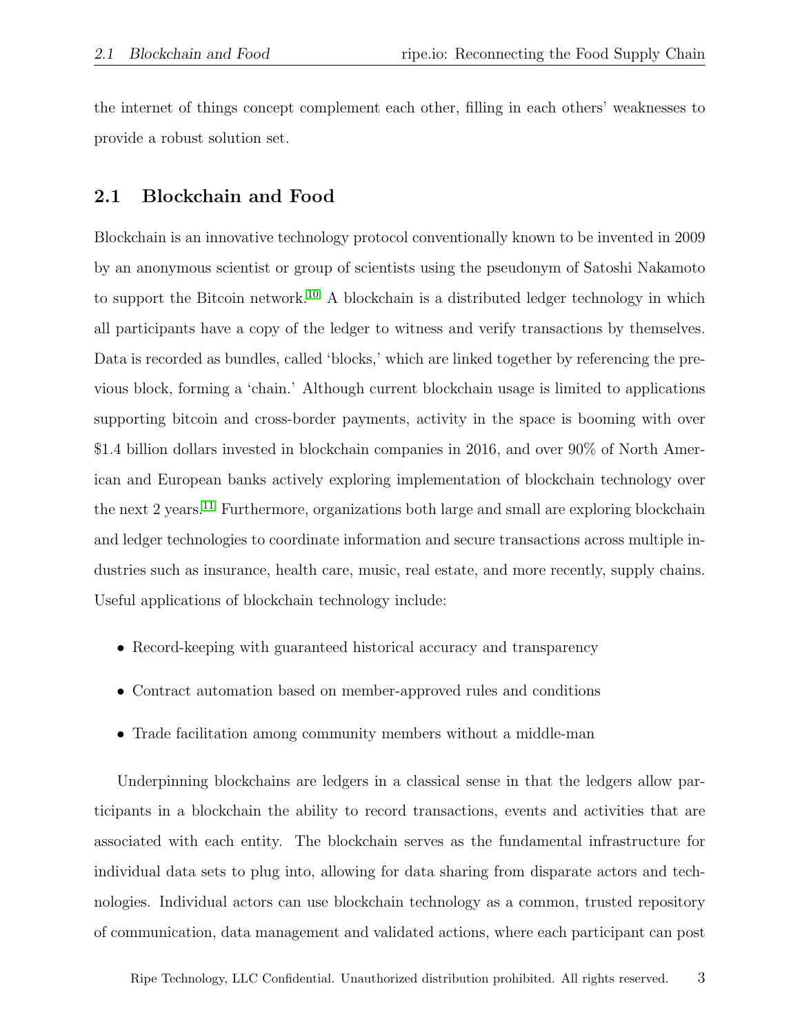the internet of things concept complement each other, filling in each others' weaknesses to provide a robust solution set.

## 2.1 Blockchain and Food

Blockchain is an innovative technology protocol conventionally known to be invented in 2009 by an anonymous scientist or group of scientists using the pseudonym of Satoshi Nakamoto to support the Bitcoin network.[10] A blockchain is a distributed ledger technology in which all participants have a copy of the ledger to witness and verify transactions by themselves. Data is recorded as bundles, called 'blocks,' which are linked together by referencing the previous block, forming a 'chain.' Although current blockchain usage is limited to applications supporting bitcoin and cross-border payments, activity in the space is booming with over $1.4 billion dollars invested in blockchain companies in 2016, and over 90% of North American and European banks actively exploring implementation of blockchain technology over the next 2 years.[11] Furthermore, organizations both large and small are exploring blockchain and ledger technologies to coordinate information and secure transactions across multiple industries such as insurance, health care, music, real estate, and more recently, supply chains. Useful applications of blockchain technology include:

- Record-keeping with guaranteed historical accuracy and transparency
- Contract automation based on member-approved rules and conditions
- Trade facilitation among community members without a middle-man

Underpinning blockchains are ledgers in a classical sense in that the ledgers allow participants in a blockchain the ability to record transactions, events and activities that are associated with each entity. The blockchain serves as the fundamental infrastructure for individual data sets to plug into, allowing for data sharing from disparate actors and technologies. Individual actors can use blockchain technology as a common, trusted repository of communication, data management and validated actions, where each participant can post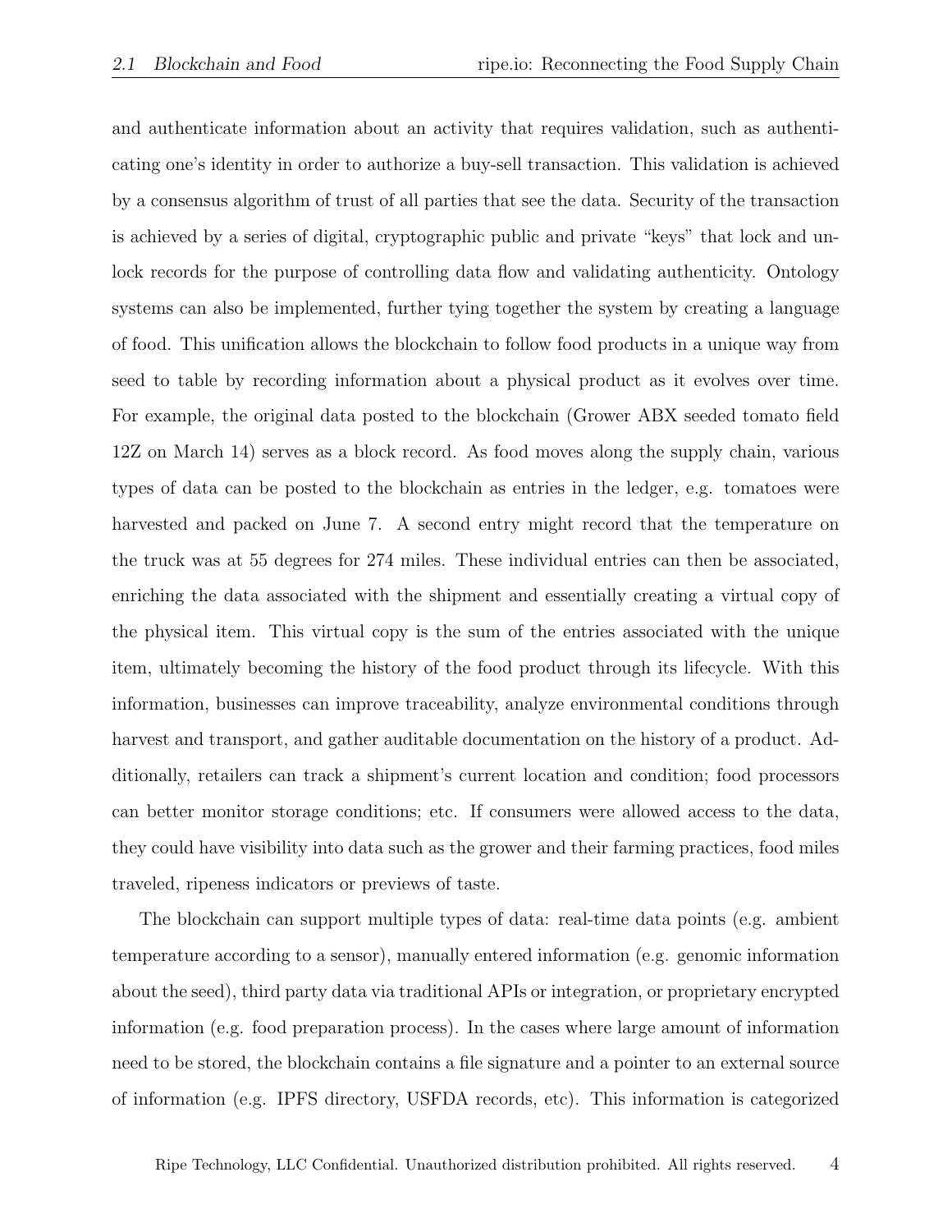and authenticate information about an activity that requires validation, such as authenticating one's identity in order to authorize a buy-sell transaction. This validation is achieved by a consensus algorithm of trust of all parties that see the data. Security of the transaction is achieved by a series of digital, cryptographic public and private "keys" that lock and unlock records for the purpose of controlling data flow and validating authenticity. Ontology systems can also be implemented, further tying together the system by creating a language of food. This unification allows the blockchain to follow food products in a unique way from seed to table by recording information about a physical product as it evolves over time. For example, the original data posted to the blockchain (Grower ABX seeded tomato field 12Z on March 14) serves as a block record. As food moves along the supply chain, various types of data can be posted to the blockchain as entries in the ledger, e.g. tomatoes were harvested and packed on June 7. A second entry might record that the temperature on the truck was at 55 degrees for 274 miles. These individual entries can then be associated, enriching the data associated with the shipment and essentially creating a virtual copy of the physical item. This virtual copy is the sum of the entries associated with the unique item, ultimately becoming the history of the food product through its lifecycle. With this information, businesses can improve traceability, analyze environmental conditions through harvest and transport, and gather auditable documentation on the history of a product. Additionally, retailers can track a shipment's current location and condition; food processors can better monitor storage conditions; etc. If consumers were allowed access to the data, they could have visibility into data such as the grower and their farming practices, food miles traveled, ripeness indicators or previews of taste.

The blockchain can support multiple types of data: real-time data points (e.g. ambient temperature according to a sensor), manually entered information (e.g. genomic information about the seed), third party data via traditional APIs or integration, or proprietary encrypted information (e.g. food preparation process). In the cases where large amount of information need to be stored, the blockchain contains a file signature and a pointer to an external source of information (e.g. IPFS directory, USFDA records, etc). This information is categorized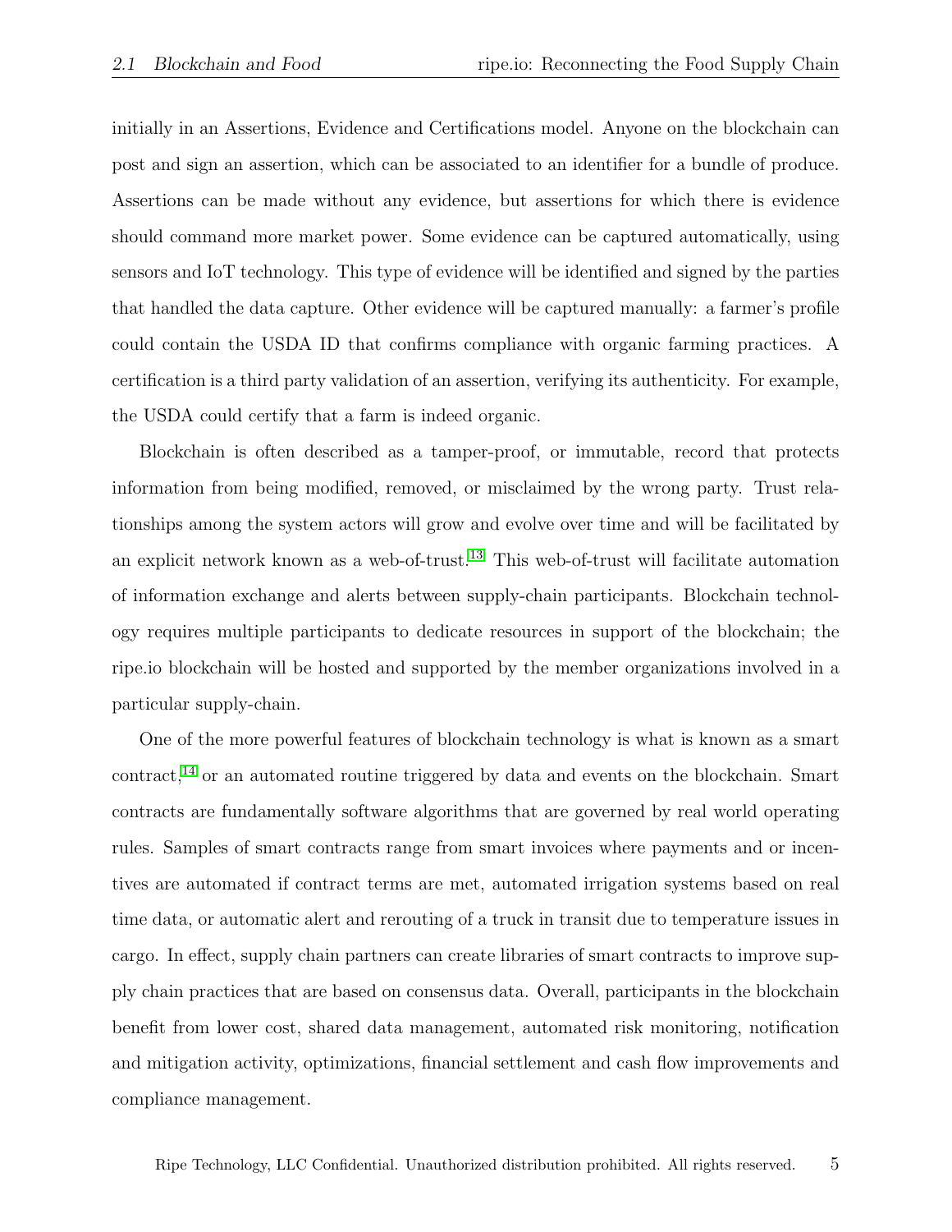initially in an Assertions, Evidence and Certifications model. Anyone on the blockchain can post and sign an assertion, which can be associated to an identifier for a bundle of produce. Assertions can be made without any evidence, but assertions for which there is evidence should command more market power. Some evidence can be captured automatically, using sensors and IoT technology. This type of evidence will be identified and signed by the parties that handled the data capture. Other evidence will be captured manually: a farmer's profile could contain the USDA ID that confirms compliance with organic farming practices. A certification is a third party validation of an assertion, verifying its authenticity. For example, the USDA could certify that a farm is indeed organic.

Blockchain is often described as a tamper-proof, or immutable, record that protects information from being modified, removed, or misclaimed by the wrong party. Trust relationships among the system actors will grow and evolve over time and will be facilitated by an explicit network known as a web-of-trust.[13] This web-of-trust will facilitate automation of information exchange and alerts between supply-chain participants. Blockchain technology requires multiple participants to dedicate resources in support of the blockchain; the ripe.io blockchain will be hosted and supported by the member organizations involved in a particular supply-chain.

One of the more powerful features of blockchain technology is what is known as a smart contract,[14] or an automated routine triggered by data and events on the blockchain. Smart contracts are fundamentally software algorithms that are governed by real world operating rules. Samples of smart contracts range from smart invoices where payments and or incentives are automated if contract terms are met, automated irrigation systems based on real time data, or automatic alert and rerouting of a truck in transit due to temperature issues in cargo. In effect, supply chain partners can create libraries of smart contracts to improve supply chain practices that are based on consensus data. Overall, participants in the blockchain benefit from lower cost, shared data management, automated risk monitoring, notification and mitigation activity, optimizations, financial settlement and cash flow improvements and compliance management.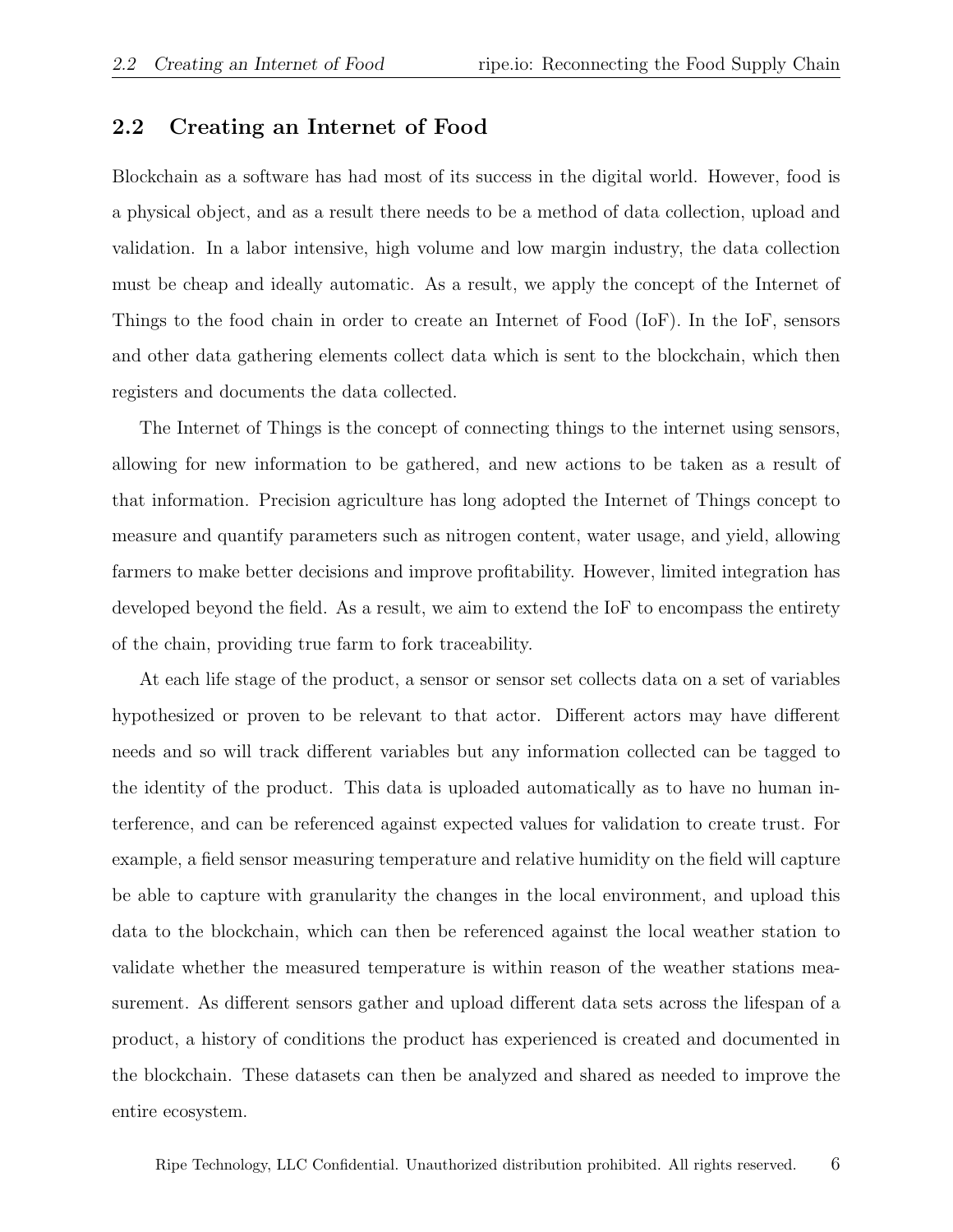## 2.2 Creating an Internet of Food

Blockchain as a software has had most of its success in the digital world. However, food is a physical object, and as a result there needs to be a method of data collection, upload and validation. In a labor intensive, high volume and low margin industry, the data collection must be cheap and ideally automatic. As a result, we apply the concept of the Internet of Things to the food chain in order to create an Internet of Food (IoF). In the IoF, sensors and other data gathering elements collect data which is sent to the blockchain, which then registers and documents the data collected.

The Internet of Things is the concept of connecting things to the internet using sensors, allowing for new information to be gathered, and new actions to be taken as a result of that information. Precision agriculture has long adopted the Internet of Things concept to measure and quantify parameters such as nitrogen content, water usage, and yield, allowing farmers to make better decisions and improve profitability. However, limited integration has developed beyond the field. As a result, we aim to extend the IoF to encompass the entirety of the chain, providing true farm to fork traceability.

At each life stage of the product, a sensor or sensor set collects data on a set of variables hypothesized or proven to be relevant to that actor. Different actors may have different needs and so will track different variables but any information collected can be tagged to the identity of the product. This data is uploaded automatically as to have no human interference, and can be referenced against expected values for validation to create trust. For example, a field sensor measuring temperature and relative humidity on the field will capture be able to capture with granularity the changes in the local environment, and upload this data to the blockchain, which can then be referenced against the local weather station to validate whether the measured temperature is within reason of the weather stations measurement. As different sensors gather and upload different data sets across the lifespan of a product, a history of conditions the product has experienced is created and documented in the blockchain. These datasets can then be analyzed and shared as needed to improve the entire ecosystem.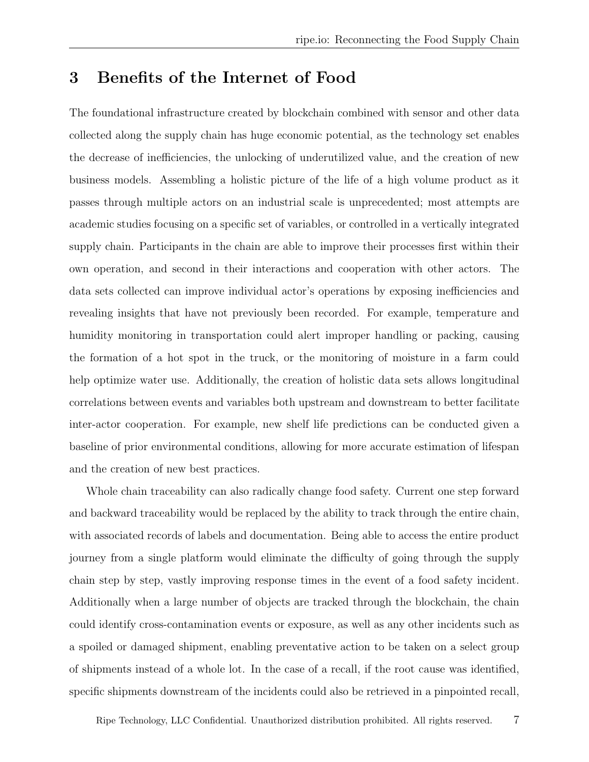## 3 Benefits of the Internet of Food

The foundational infrastructure created by blockchain combined with sensor and other data collected along the supply chain has huge economic potential, as the technology set enables the decrease of inefficiencies, the unlocking of underutilized value, and the creation of new business models. Assembling a holistic picture of the life of a high volume product as it passes through multiple actors on an industrial scale is unprecedented; most attempts are academic studies focusing on a specific set of variables, or controlled in a vertically integrated supply chain. Participants in the chain are able to improve their processes first within their own operation, and second in their interactions and cooperation with other actors. The data sets collected can improve individual actor's operations by exposing inefficiencies and revealing insights that have not previously been recorded. For example, temperature and humidity monitoring in transportation could alert improper handling or packing, causing the formation of a hot spot in the truck, or the monitoring of moisture in a farm could help optimize water use. Additionally, the creation of holistic data sets allows longitudinal correlations between events and variables both upstream and downstream to better facilitate inter-actor cooperation. For example, new shelf life predictions can be conducted given a baseline of prior environmental conditions, allowing for more accurate estimation of lifespan and the creation of new best practices.

Whole chain traceability can also radically change food safety. Current one step forward and backward traceability would be replaced by the ability to track through the entire chain, with associated records of labels and documentation. Being able to access the entire product journey from a single platform would eliminate the difficulty of going through the supply chain step by step, vastly improving response times in the event of a food safety incident. Additionally when a large number of objects are tracked through the blockchain, the chain could identify cross-contamination events or exposure, as well as any other incidents such as a spoiled or damaged shipment, enabling preventative action to be taken on a select group of shipments instead of a whole lot. In the case of a recall, if the root cause was identified, specific shipments downstream of the incidents could also be retrieved in a pinpointed recall,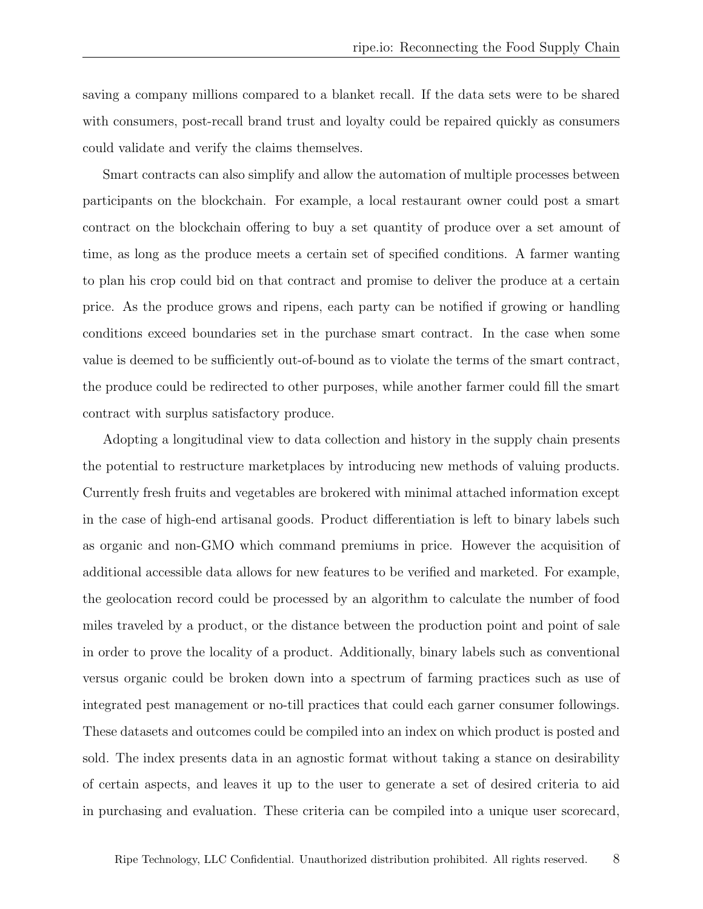saving a company millions compared to a blanket recall. If the data sets were to be shared with consumers, post-recall brand trust and loyalty could be repaired quickly as consumers could validate and verify the claims themselves.

Smart contracts can also simplify and allow the automation of multiple processes between participants on the blockchain. For example, a local restaurant owner could post a smart contract on the blockchain offering to buy a set quantity of produce over a set amount of time, as long as the produce meets a certain set of specified conditions. A farmer wanting to plan his crop could bid on that contract and promise to deliver the produce at a certain price. As the produce grows and ripens, each party can be notified if growing or handling conditions exceed boundaries set in the purchase smart contract. In the case when some value is deemed to be sufficiently out-of-bound as to violate the terms of the smart contract, the produce could be redirected to other purposes, while another farmer could fill the smart contract with surplus satisfactory produce.

Adopting a longitudinal view to data collection and history in the supply chain presents the potential to restructure marketplaces by introducing new methods of valuing products. Currently fresh fruits and vegetables are brokered with minimal attached information except in the case of high-end artisanal goods. Product differentiation is left to binary labels such as organic and non-GMO which command premiums in price. However the acquisition of additional accessible data allows for new features to be verified and marketed. For example, the geolocation record could be processed by an algorithm to calculate the number of food miles traveled by a product, or the distance between the production point and point of sale in order to prove the locality of a product. Additionally, binary labels such as conventional versus organic could be broken down into a spectrum of farming practices such as use of integrated pest management or no-till practices that could each garner consumer followings. These datasets and outcomes could be compiled into an index on which product is posted and sold. The index presents data in an agnostic format without taking a stance on desirability of certain aspects, and leaves it up to the user to generate a set of desired criteria to aid in purchasing and evaluation. These criteria can be compiled into a unique user scorecard,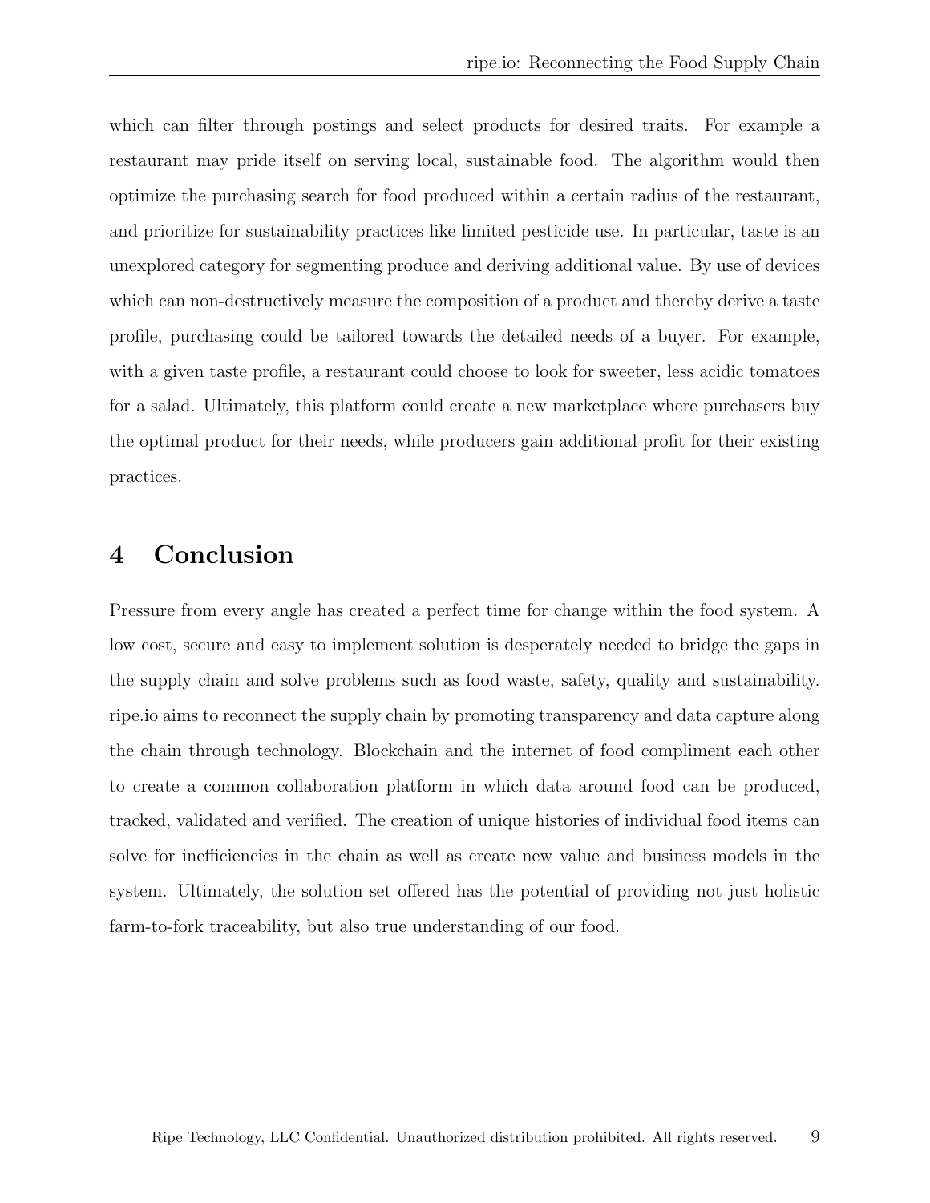which can filter through postings and select products for desired traits. For example a restaurant may pride itself on serving local, sustainable food. The algorithm would then optimize the purchasing search for food produced within a certain radius of the restaurant, and prioritize for sustainability practices like limited pesticide use. In particular, taste is an unexplored category for segmenting produce and deriving additional value. By use of devices which can non-destructively measure the composition of a product and thereby derive a taste profile, purchasing could be tailored towards the detailed needs of a buyer. For example, with a given taste profile, a restaurant could choose to look for sweeter, less acidic tomatoes for a salad. Ultimately, this platform could create a new marketplace where purchasers buy the optimal product for their needs, while producers gain additional profit for their existing practices.

## 4 Conclusion

Pressure from every angle has created a perfect time for change within the food system. A low cost, secure and easy to implement solution is desperately needed to bridge the gaps in the supply chain and solve problems such as food waste, safety, quality and sustainability. ripe.io aims to reconnect the supply chain by promoting transparency and data capture along the chain through technology. Blockchain and the internet of food compliment each other to create a common collaboration platform in which data around food can be produced, tracked, validated and verified. The creation of unique histories of individual food items can solve for inefficiencies in the chain as well as create new value and business models in the system. Ultimately, the solution set offered has the potential of providing not just holistic farm-to-fork traceability, but also true understanding of our food.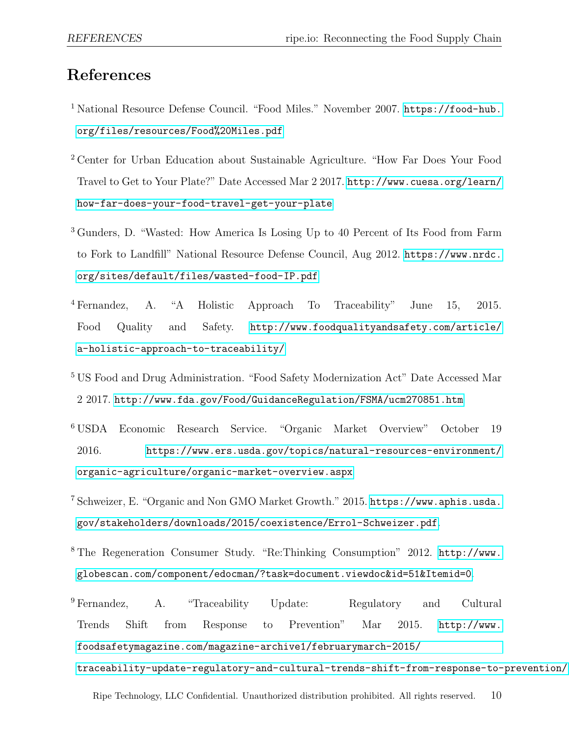# References

[1] National Resource Defense Council. "Food Miles." November 2007. https://food-hub.org/files/resources/Food%20Miles.pdf

[2] Center for Urban Education about Sustainable Agriculture. "How Far Does Your Food Travel to Get to Your Plate?" Date Accessed Mar 2 2017. http://www.cuesa.org/learn/how-far-does-your-food-travel-get-your-plate

[3] Gunders, D. "Wasted: How America Is Losing Up to 40 Percent of Its Food from Farm to Fork to Landfill" National Resource Defense Council, Aug 2012. https://www.nrdc.org/sites/default/files/wasted-food-IP.pdf

[4] Fernandez, A. "A Holistic Approach To Traceability" June 15, 2015. Food Quality and Safety. http://www.foodqualityandsafety.com/article/a-holistic-approach-to-traceability/

[5] US Food and Drug Administration. "Food Safety Modernization Act" Date Accessed Mar 2 2017. http://www.fda.gov/Food/GuidanceRegulation/FSMA/ucm270851.htm

[6] USDA Economic Research Service. "Organic Market Overview" October 19 2016. https://www.ers.usda.gov/topics/natural-resources-environment/organic-agriculture/organic-market-overview.aspx

[7] Schweizer, E. "Organic and Non GMO Market Growth." 2015. https://www.aphis.usda.gov/stakeholders/downloads/2015/coexistence/Errol-Schweizer.pdf.

[8] The Regeneration Consumer Study. "Re:Thinking Consumption" 2012. http://www.globescan.com/component/edocman/?task=document.viewdoc&id=51&Itemid=0.

[9] Fernandez, A. "Traceability Update: Regulatory and Cultural Trends Shift from Response to Prevention" Mar 2015. http://www.foodsafetymagazine.com/magazine-archive1/februarymarch-2015/traceability-update-regulatory-and-cultural-trends-shift-from-response-to-prevention/

Ripe Technology, LLC Confidential. Unauthorized distribution prohibited. All rights reserved.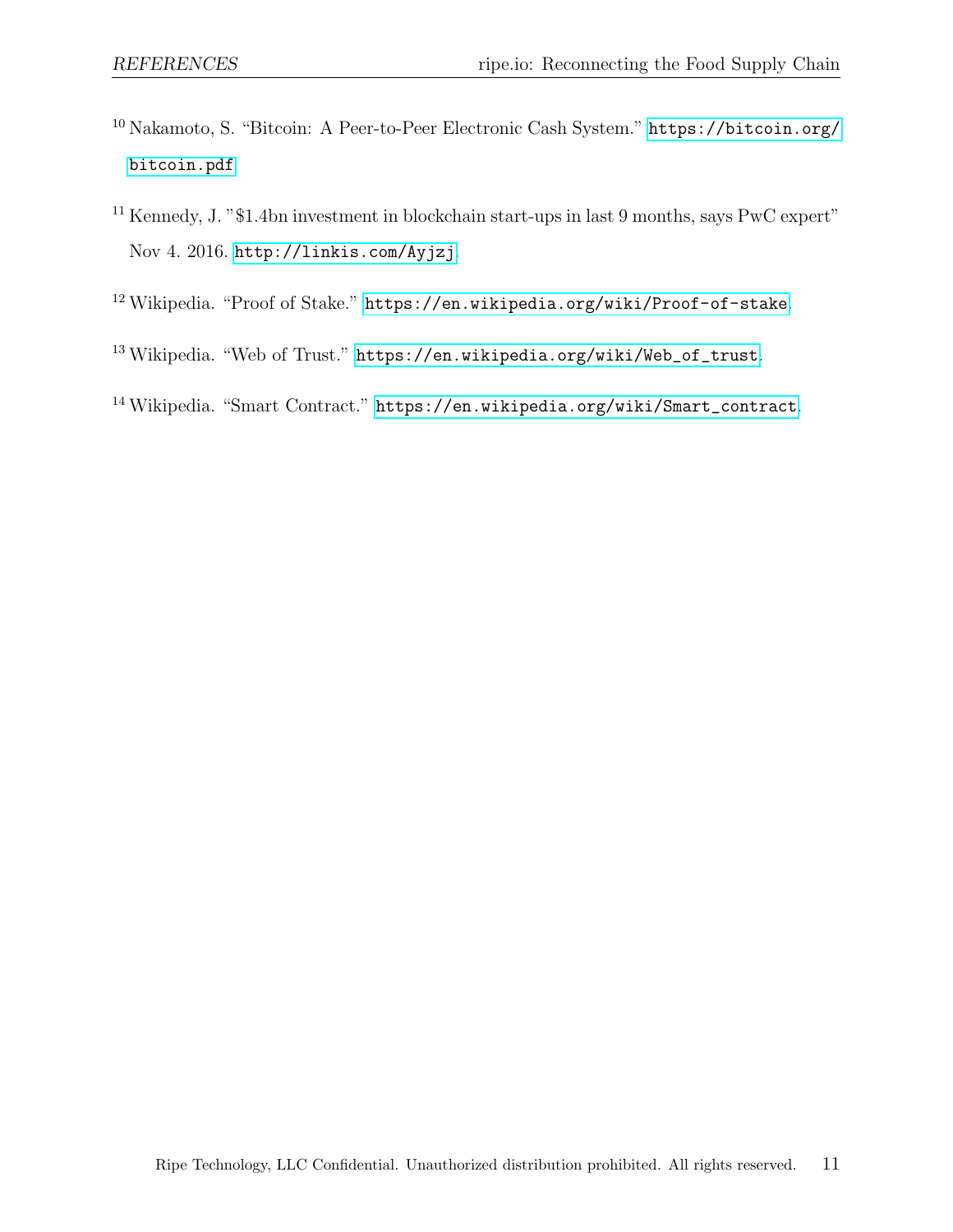[10] Nakamoto, S. “Bitcoin: A Peer-to-Peer Electronic Cash System.” https://bitcoin.org/bitcoin.pdf

[11] Kennedy, J. ”$1.4bn investment in blockchain start-ups in last 9 months, says PwC expert” Nov 4. 2016. http://linkis.com/Ayjzj

[12] Wikipedia. “Proof of Stake.” https://en.wikipedia.org/wiki/Proof-of-stake.

[13] Wikipedia. “Web of Trust.” https://en.wikipedia.org/wiki/Web_of_trust.

[14] Wikipedia. “Smart Contract.” https://en.wikipedia.org/wiki/Smart_contract.

Ripe Technology, LLC Confidential. Unauthorized distribution prohibited. All rights reserved.